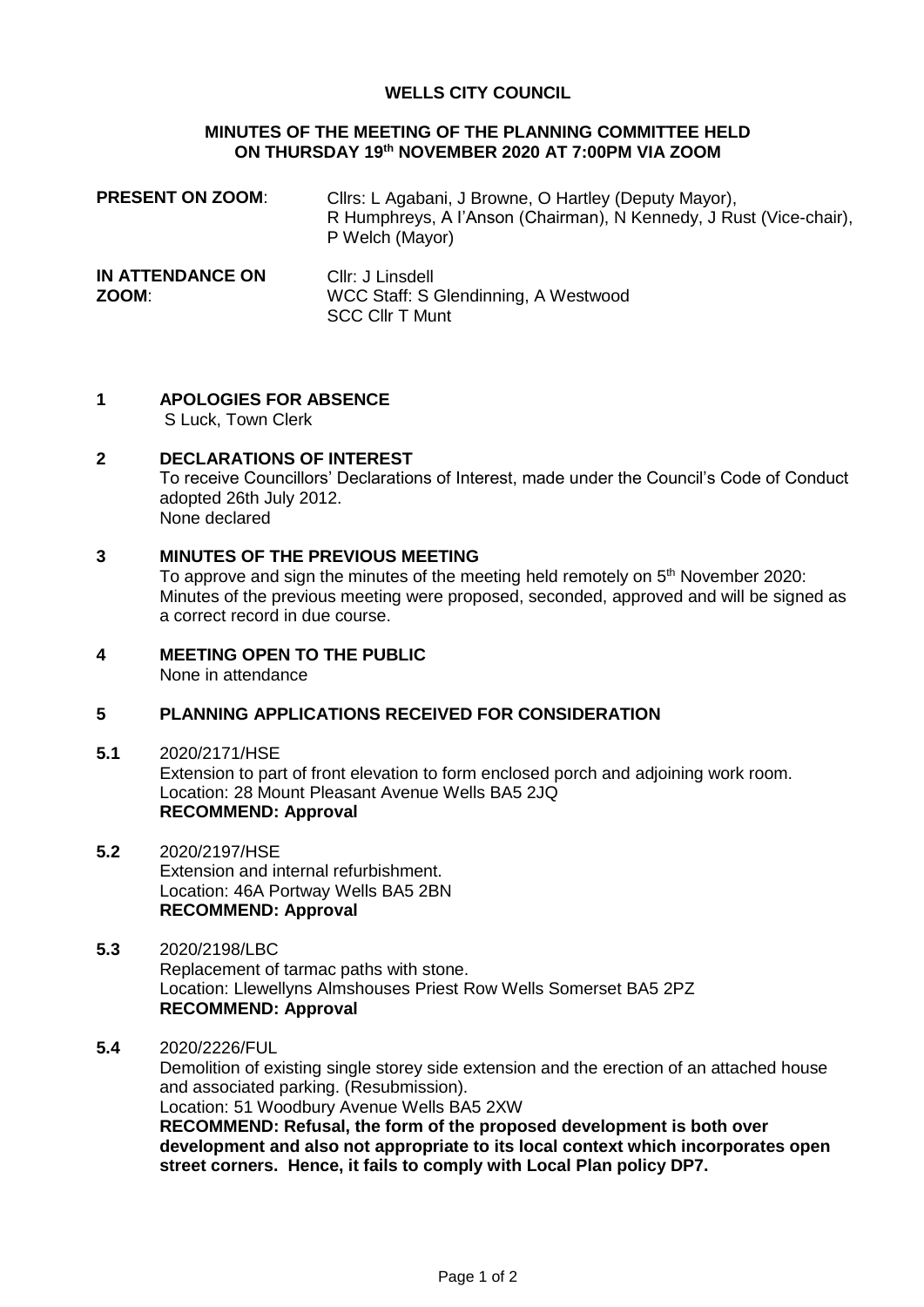# WELLS CITY COUNCIL

## MINUTES OF THE MEETING OF THE PLANNING COMMITTEE HELD ON THURSDAY 19th NOVEMBER 2020 AT 7:00PM VIA ZOOM

**PRESENT ON ZOOM**: Cllrs: L Agabani, J Browne, O Hartley (Deputy Mayor), R Humphreys, A I'Anson (Chairman), N Kennedy, J Rust (Vice-chair), P Welch (Mayor)

**IN ATTENDANCE ON ZOOM**: Cllr: J Linsdell
WCC Staff: S Glendinning, A Westwood
SCC Cllr T Munt

**1 APOLOGIES FOR ABSENCE**

S Luck, Town Clerk

**2 DECLARATIONS OF INTEREST**

To receive Councillors' Declarations of Interest, made under the Council's Code of Conduct adopted 26th July 2012.
None declared

**3 MINUTES OF THE PREVIOUS MEETING**

To approve and sign the minutes of the meeting held remotely on 5th November 2020:
Minutes of the previous meeting were proposed, seconded, approved and will be signed as a correct record in due course.

**4 MEETING OPEN TO THE PUBLIC**

None in attendance

**5 PLANNING APPLICATIONS RECEIVED FOR CONSIDERATION**

**5.1** 2020/2171/HSE
Extension to part of front elevation to form enclosed porch and adjoining work room.
Location: 28 Mount Pleasant Avenue Wells BA5 2JQ
**RECOMMEND: Approval**

**5.2** 2020/2197/HSE
Extension and internal refurbishment.
Location: 46A Portway Wells BA5 2BN
**RECOMMEND: Approval**

**5.3** 2020/2198/LBC
Replacement of tarmac paths with stone.
Location: Llewellyns Almshouses Priest Row Wells Somerset BA5 2PZ
**RECOMMEND: Approval**

**5.4** 2020/2226/FUL
Demolition of existing single storey side extension and the erection of an attached house and associated parking. (Resubmission).
Location: 51 Woodbury Avenue Wells BA5 2XW
**RECOMMEND: Refusal, the form of the proposed development is both over development and also not appropriate to its local context which incorporates open street corners. Hence, it fails to comply with Local Plan policy DP7.**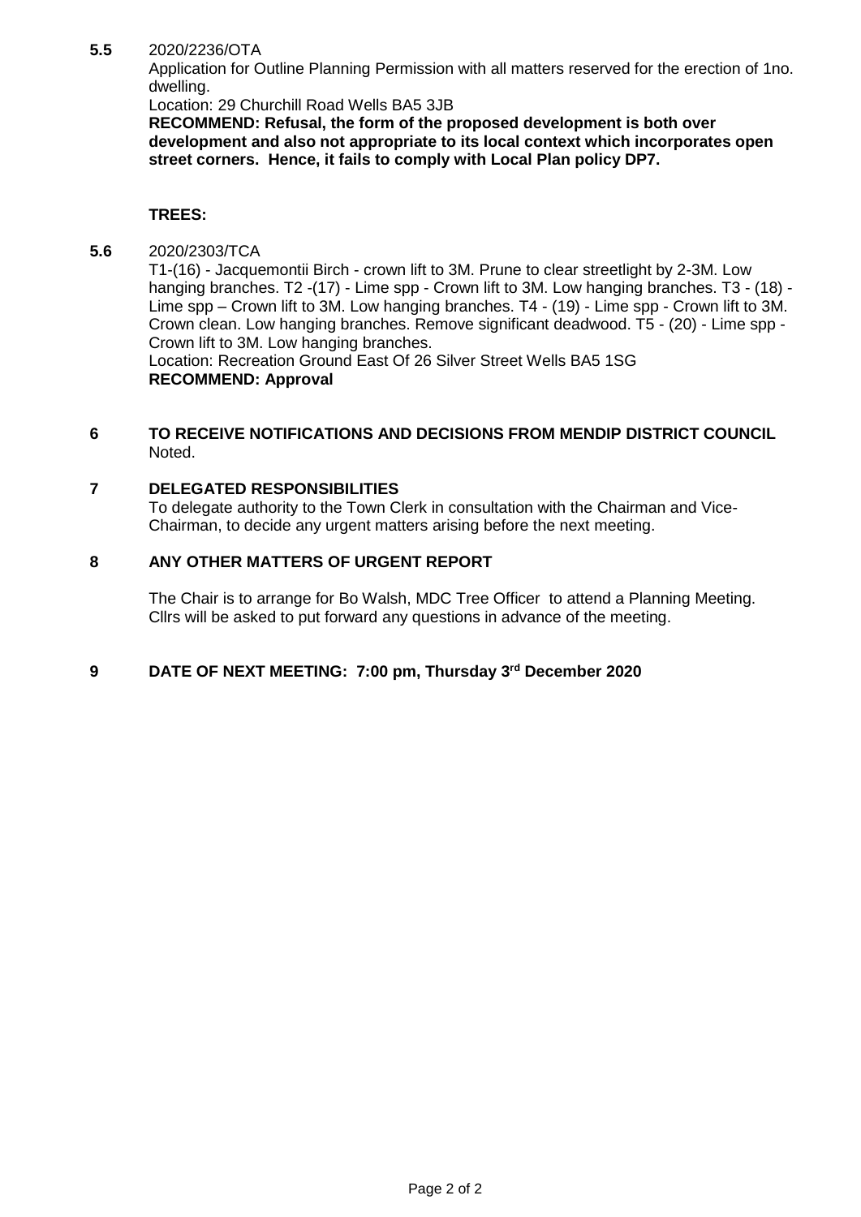**5.5** 2020/2236/OTA

Application for Outline Planning Permission with all matters reserved for the erection of 1no. dwelling.

Location: 29 Churchill Road Wells BA5 3JB

**RECOMMEND: Refusal, the form of the proposed development is both over development and also not appropriate to its local context which incorporates open street corners. Hence, it fails to comply with Local Plan policy DP7.**

**TREES:**

**5.6** 2020/2303/TCA

T1-(16) - Jacquemontii Birch - crown lift to 3M. Prune to clear streetlight by 2-3M. Low hanging branches. T2 -(17) - Lime spp - Crown lift to 3M. Low hanging branches. T3 - (18) - Lime spp – Crown lift to 3M. Low hanging branches. T4 - (19) - Lime spp - Crown lift to 3M. Crown clean. Low hanging branches. Remove significant deadwood. T5 - (20) - Lime spp - Crown lift to 3M. Low hanging branches.

Location: Recreation Ground East Of 26 Silver Street Wells BA5 1SG

**RECOMMEND: Approval**

## 6 TO RECEIVE NOTIFICATIONS AND DECISIONS FROM MENDIP DISTRICT COUNCIL

Noted.

## 7 DELEGATED RESPONSIBILITIES

To delegate authority to the Town Clerk in consultation with the Chairman and Vice-Chairman, to decide any urgent matters arising before the next meeting.

## 8 ANY OTHER MATTERS OF URGENT REPORT

The Chair is to arrange for Bo Walsh, MDC Tree Officer to attend a Planning Meeting. Cllrs will be asked to put forward any questions in advance of the meeting.

## 9 DATE OF NEXT MEETING: 7:00 pm, Thursday 3rd December 2020